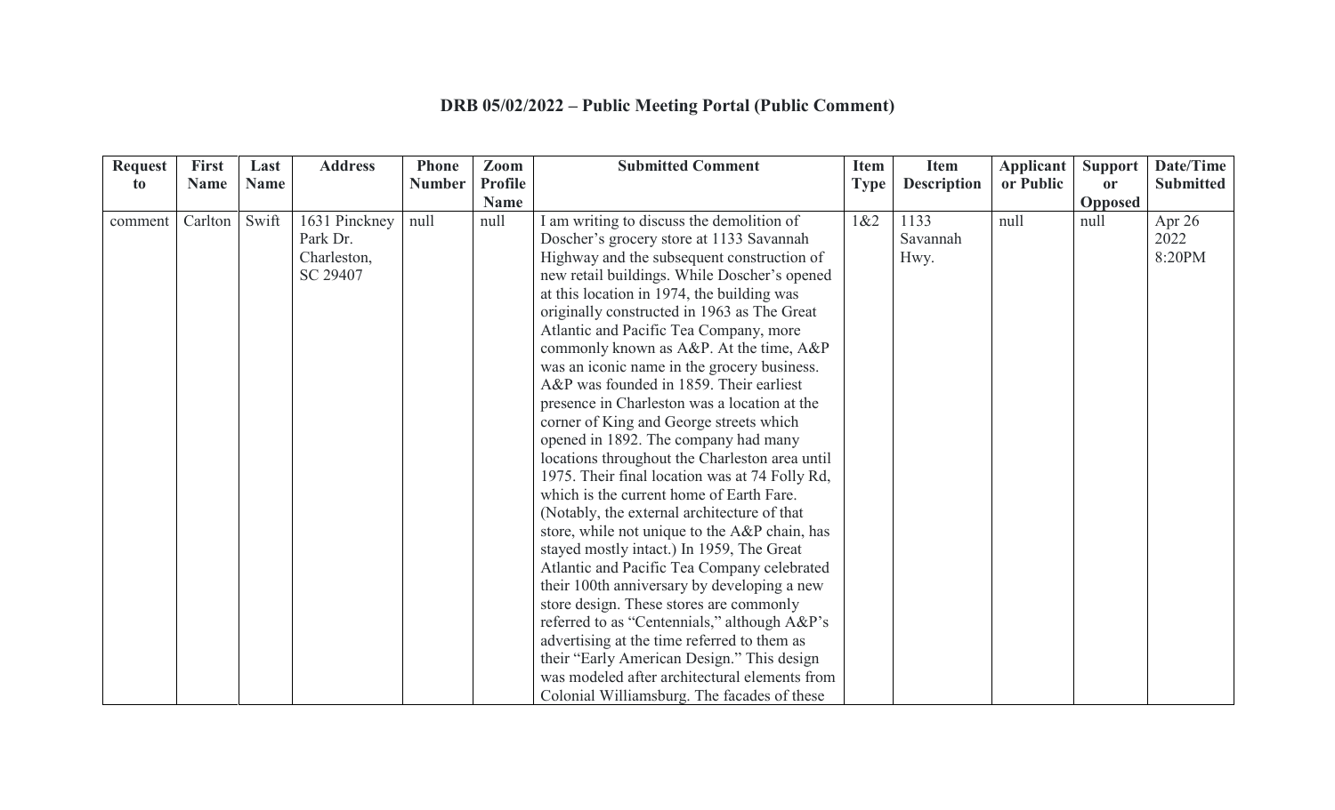# DRB 05/02/2022 – Public Meeting Portal (Public Comment)

| Request to | First Name | Last Name | Address | Phone Number | Zoom Profile Name | Submitted Comment | Item Type | Item Description | Applicant or Public | Support or Opposed | Date/Time Submitted |
|---|---|---|---|---|---|---|---|---|---|---|---|
| comment | Carlton | Swift | 1631 Pinckney Park Dr. Charleston, SC 29407 | null | null | I am writing to discuss the demolition of Doscher's grocery store at 1133 Savannah Highway and the subsequent construction of new retail buildings. While Doscher's opened at this location in 1974, the building was originally constructed in 1963 as The Great Atlantic and Pacific Tea Company, more commonly known as A&P. At the time, A&P was an iconic name in the grocery business. A&P was founded in 1859. Their earliest presence in Charleston was a location at the corner of King and George streets which opened in 1892. The company had many locations throughout the Charleston area until 1975. Their final location was at 74 Folly Rd, which is the current home of Earth Fare. (Notably, the external architecture of that store, while not unique to the A&P chain, has stayed mostly intact.) In 1959, The Great Atlantic and Pacific Tea Company celebrated their 100th anniversary by developing a new store design. These stores are commonly referred to as "Centennials," although A&P's advertising at the time referred to them as their "Early American Design." This design was modeled after architectural elements from Colonial Williamsburg. The facades of these | 1&2 | 1133 Savannah Hwy. | null | null | Apr 26 2022 8:20PM |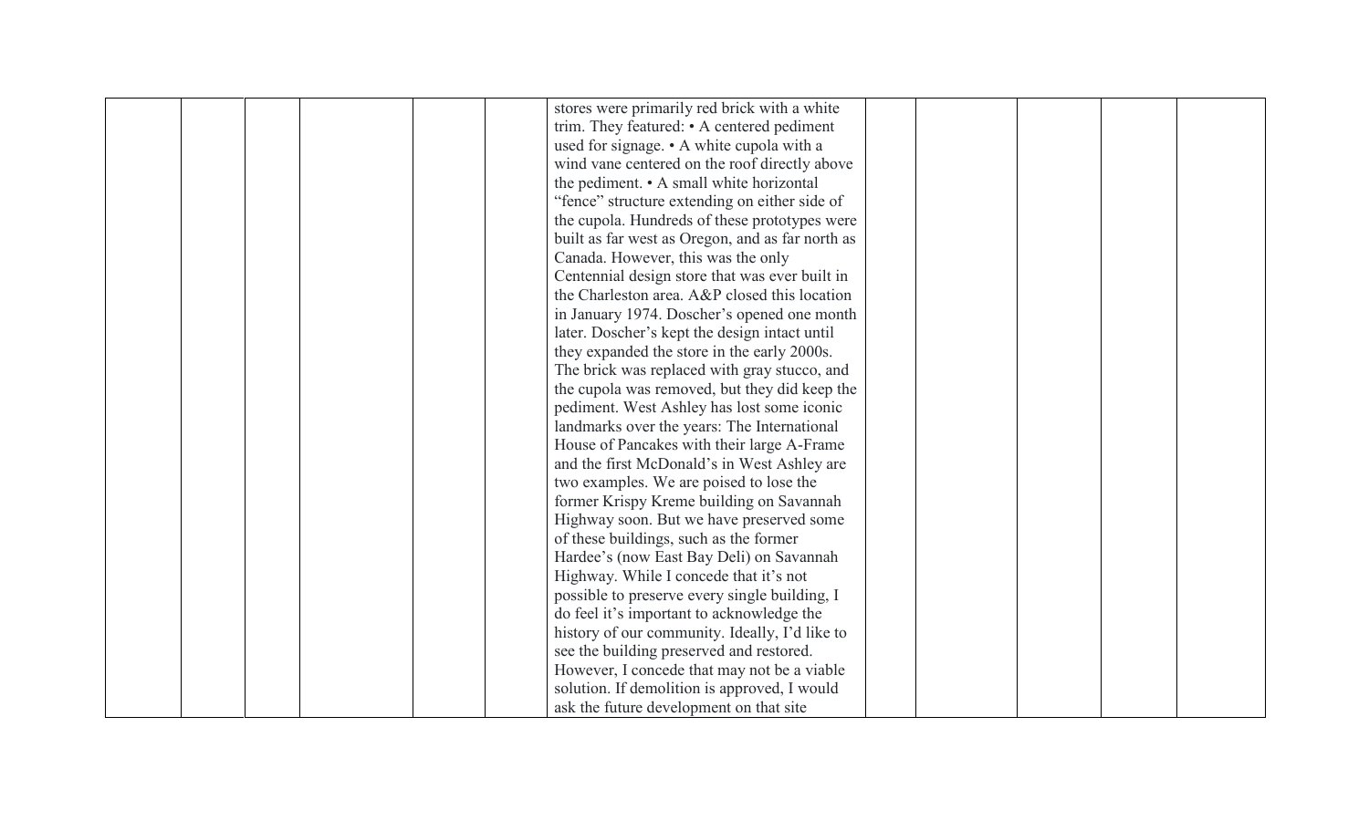|  |  |  |  |  |  | stores were primarily red brick with a white trim. They featured: • A centered pediment used for signage. • A white cupola with a wind vane centered on the roof directly above the pediment. • A small white horizontal "fence" structure extending on either side of the cupola. Hundreds of these prototypes were built as far west as Oregon, and as far north as Canada. However, this was the only Centennial design store that was ever built in the Charleston area. A&P closed this location in January 1974. Doscher's opened one month later. Doscher's kept the design intact until they expanded the store in the early 2000s. The brick was replaced with gray stucco, and the cupola was removed, but they did keep the pediment. West Ashley has lost some iconic landmarks over the years: The International House of Pancakes with their large A-Frame and the first McDonald's in West Ashley are two examples. We are poised to lose the former Krispy Kreme building on Savannah Highway soon. But we have preserved some of these buildings, such as the former Hardee's (now East Bay Deli) on Savannah Highway. While I concede that it's not possible to preserve every single building, I do feel it's important to acknowledge the history of our community. Ideally, I'd like to see the building preserved and restored. However, I concede that may not be a viable solution. If demolition is approved, I would ask the future development on that site |  |  |  |  |  |
|---|---|---|---|---|---|---|---|---|---|---|---|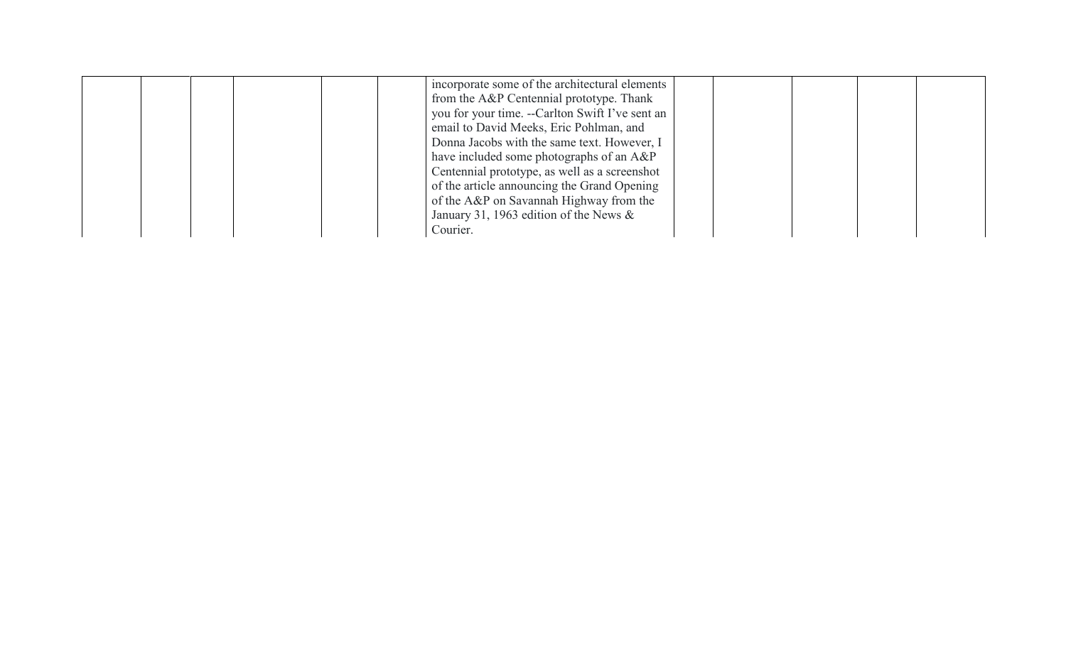| | | | | | | | | | | | |
|---|---|---|---|---|---|---|---|---|---|---|---|
| | | | | | | incorporate some of the architectural elements from the A&P Centennial prototype. Thank you for your time. --Carlton Swift I've sent an email to David Meeks, Eric Pohlman, and Donna Jacobs with the same text. However, I have included some photographs of an A&P Centennial prototype, as well as a screenshot of the article announcing the Grand Opening of the A&P on Savannah Highway from the January 31, 1963 edition of the News & Courier. | | | | | |